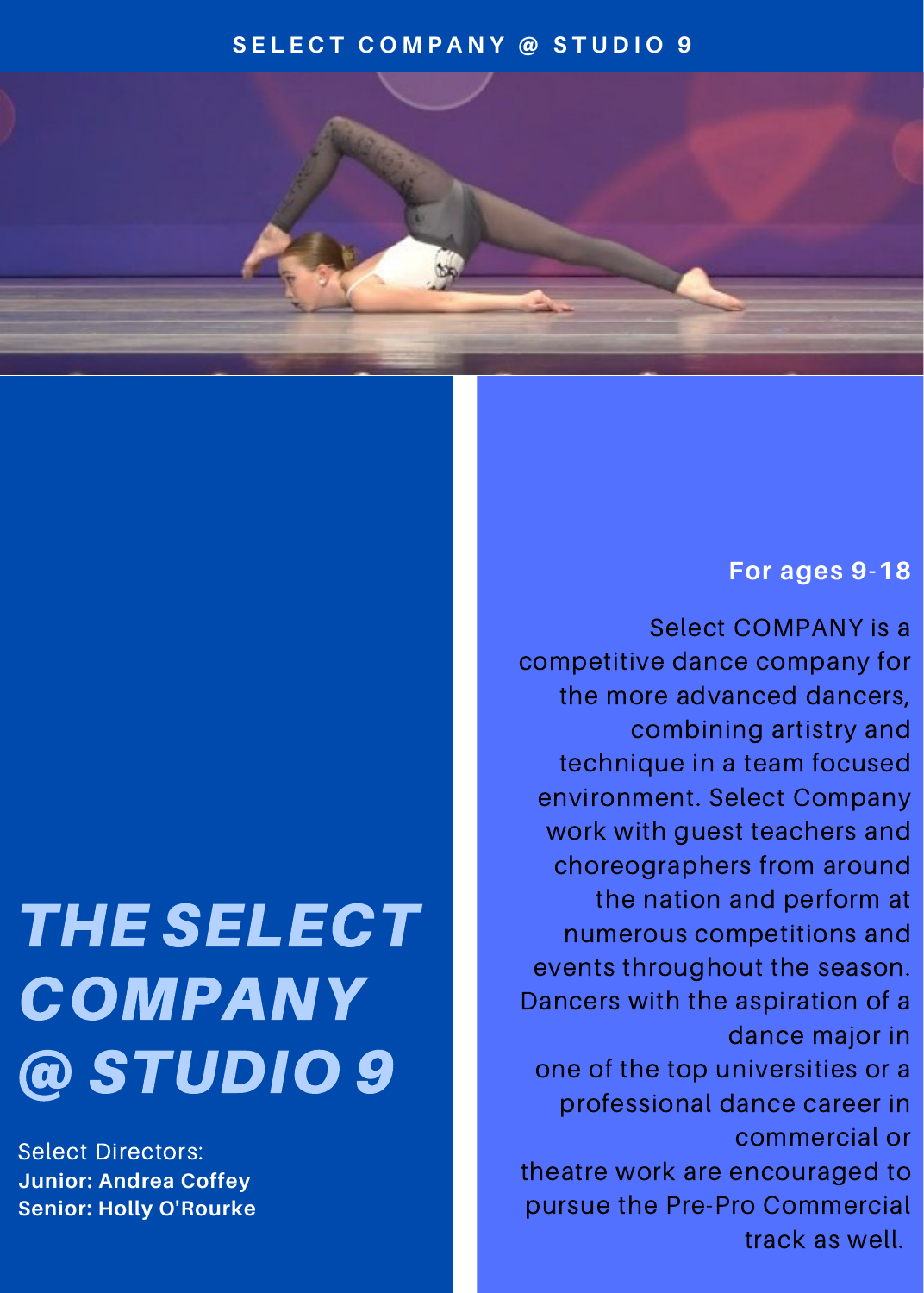SELECT COMPANY @ STUDIO 9

# *THE SELECT COMPANY @ STUDIO 9*

Select Directors:
**Junior: Andrea Coffey**
**Senior: Holly O'Rourke**

**For ages 9-18**

Select COMPANY is a competitive dance company for the more advanced dancers, combining artistry and technique in a team focused environment. Select Company work with guest teachers and choreographers from around the nation and perform at numerous competitions and events throughout the season. Dancers with the aspiration of a dance major in one of the top universities or a professional dance career in commercial or theatre work are encouraged to pursue the Pre-Pro Commercial track as well.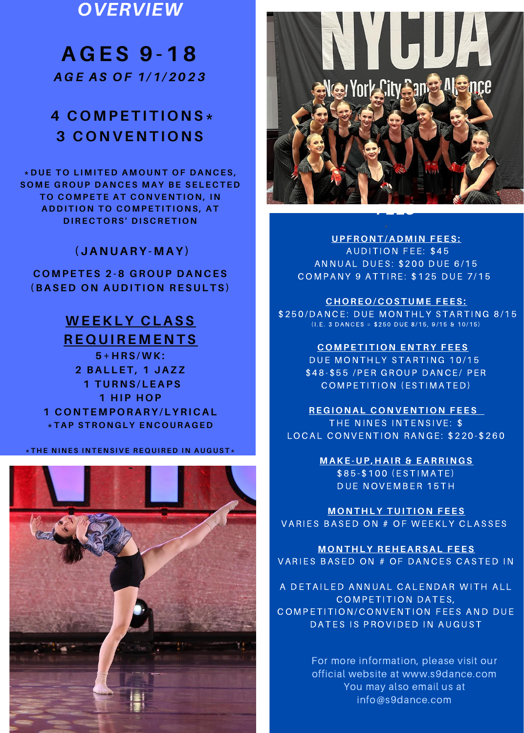# OVERVIEW

## AGES 9-18

***AGE AS OF 1/1/2023***

## 4 COMPETITIONS*
## 3 CONVENTIONS

*DUE TO LIMITED AMOUNT OF DANCES, SOME GROUP DANCES MAY BE SELECTED TO COMPETE AT CONVENTION, IN ADDITION TO COMPETITIONS, AT DIRECTORS' DISCRETION

**(JANUARY-MAY)**

**COMPETES 2-8 GROUP DANCES (BASED ON AUDITION RESULTS)**

## WEEKLY CLASS REQUIREMENTS

**5+HRS/WK:**
**2 BALLET, 1 JAZZ**
**1 TURNS/LEAPS**
**1 HIP HOP**
**1 CONTEMPORARY/LYRICAL**
***TAP STRONGLY ENCOURAGED**

***THE NINES INTENSIVE REQUIRED IN AUGUST***

## FEES

**UPFRONT/ADMIN FEES:**
AUDITION FEE: $45
ANNUAL DUES: $200 DUE 6/15
COMPANY 9 ATTIRE: $125 DUE 7/15

**CHOREO/COSTUME FEES:**
$250/DANCE: DUE MONTHLY STARTING 8/15
(I.E. 3 DANCES = $250 DUE 8/15, 9/15 & 10/15)

**COMPETITION ENTRY FEES**
DUE MONTHLY STARTING 10/15
$48-$55 /PER GROUP DANCE/ PER COMPETITION (ESTIMATED)

**REGIONAL CONVENTION FEES**
THE NINES INTENSIVE: $
LOCAL CONVENTION RANGE: $220-$260

**MAKE-UP,HAIR & EARRINGS**
$85-$100 (ESTIMATE)
DUE NOVEMBER 15TH

**MONTHLY TUITION FEES**
VARIES BASED ON # OF WEEKLY CLASSES

**MONTHLY REHEARSAL FEES**
VARIES BASED ON # OF DANCES CASTED IN

A DETAILED ANNUAL CALENDAR WITH ALL COMPETITION DATES, COMPETITION/CONVENTION FEES AND DUE DATES IS PROVIDED IN AUGUST

For more information, please visit our official website at www.s9dance.com
You may also email us at info@s9dance.com